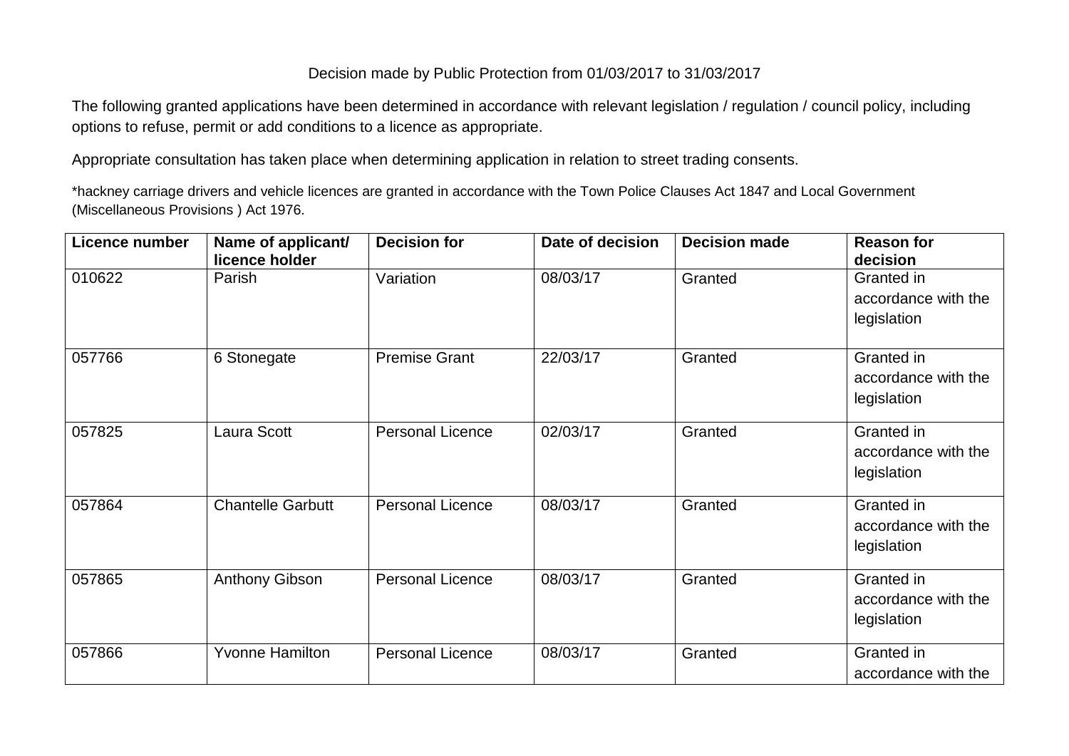Decision made by Public Protection from 01/03/2017 to 31/03/2017

The following granted applications have been determined in accordance with relevant legislation / regulation / council policy, including options to refuse, permit or add conditions to a licence as appropriate.

Appropriate consultation has taken place when determining application in relation to street trading consents.

*hackney carriage drivers and vehicle licences are granted in accordance with the Town Police Clauses Act 1847 and Local Government (Miscellaneous Provisions ) Act 1976.

| Licence number | Name of applicant/ licence holder | Decision for | Date of decision | Decision made | Reason for decision |
|---|---|---|---|---|---|
| 010622 | Parish | Variation | 08/03/17 | Granted | Granted in accordance with the legislation |
| 057766 | 6 Stonegate | Premise Grant | 22/03/17 | Granted | Granted in accordance with the legislation |
| 057825 | Laura Scott | Personal Licence | 02/03/17 | Granted | Granted in accordance with the legislation |
| 057864 | Chantelle Garbutt | Personal Licence | 08/03/17 | Granted | Granted in accordance with the legislation |
| 057865 | Anthony Gibson | Personal Licence | 08/03/17 | Granted | Granted in accordance with the legislation |
| 057866 | Yvonne Hamilton | Personal Licence | 08/03/17 | Granted | Granted in accordance with the |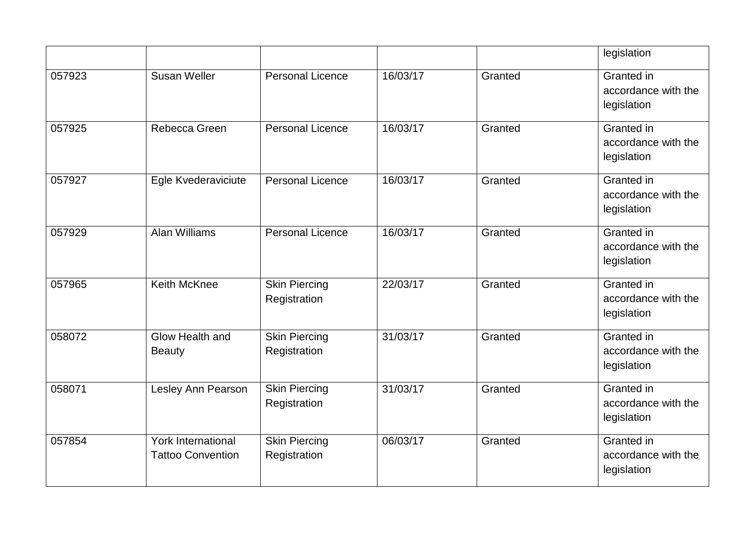| | | | | | |
|---|---|---|---|---|---|
| | | | | | legislation |
| 057923 | Susan Weller | Personal Licence | 16/03/17 | Granted | Granted in accordance with the legislation |
| 057925 | Rebecca Green | Personal Licence | 16/03/17 | Granted | Granted in accordance with the legislation |
| 057927 | Egle Kvederaviciute | Personal Licence | 16/03/17 | Granted | Granted in accordance with the legislation |
| 057929 | Alan Williams | Personal Licence | 16/03/17 | Granted | Granted in accordance with the legislation |
| 057965 | Keith McKnee | Skin Piercing Registration | 22/03/17 | Granted | Granted in accordance with the legislation |
| 058072 | Glow Health and Beauty | Skin Piercing Registration | 31/03/17 | Granted | Granted in accordance with the legislation |
| 058071 | Lesley Ann Pearson | Skin Piercing Registration | 31/03/17 | Granted | Granted in accordance with the legislation |
| 057854 | York International Tattoo Convention | Skin Piercing Registration | 06/03/17 | Granted | Granted in accordance with the legislation |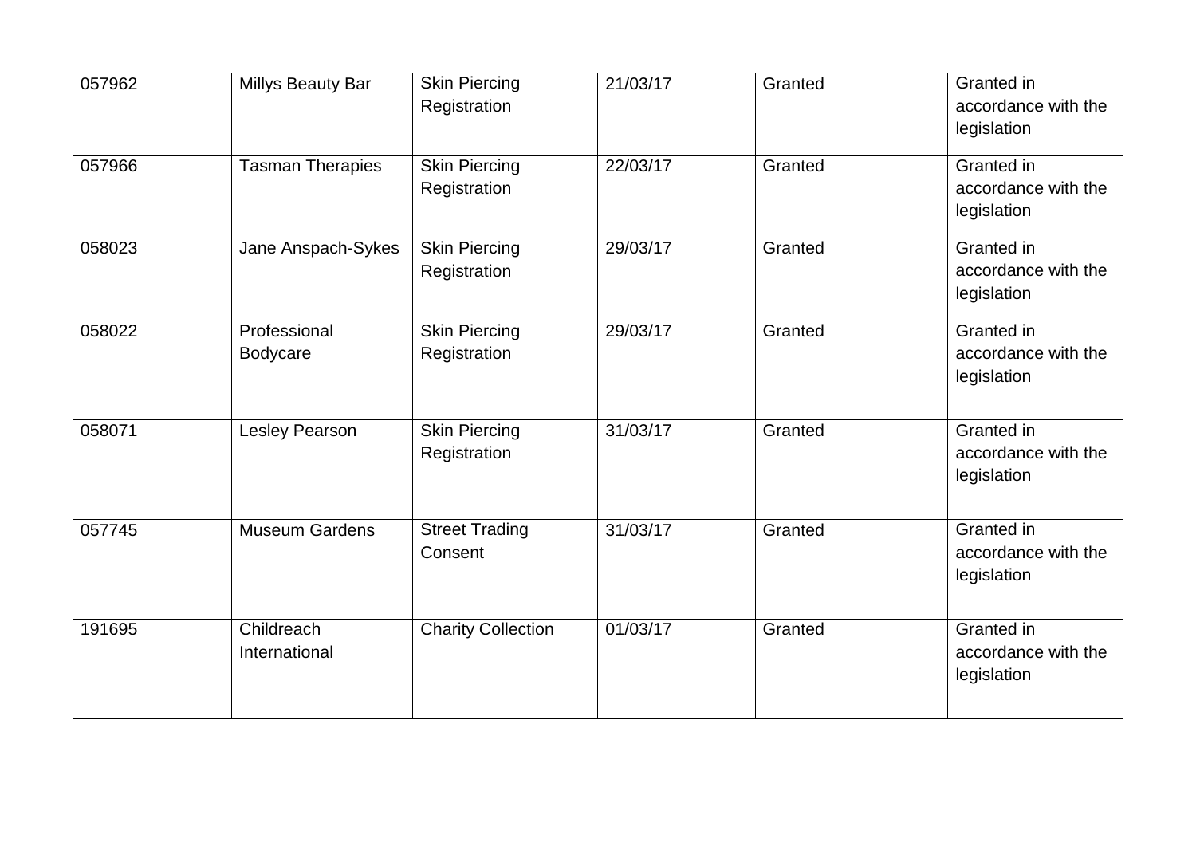| | | | | | |
|---|---|---|---|---|---|
| 057962 | Millys Beauty Bar | Skin Piercing Registration | 21/03/17 | Granted | Granted in accordance with the legislation |
| 057966 | Tasman Therapies | Skin Piercing Registration | 22/03/17 | Granted | Granted in accordance with the legislation |
| 058023 | Jane Anspach-Sykes | Skin Piercing Registration | 29/03/17 | Granted | Granted in accordance with the legislation |
| 058022 | Professional Bodycare | Skin Piercing Registration | 29/03/17 | Granted | Granted in accordance with the legislation |
| 058071 | Lesley Pearson | Skin Piercing Registration | 31/03/17 | Granted | Granted in accordance with the legislation |
| 057745 | Museum Gardens | Street Trading Consent | 31/03/17 | Granted | Granted in accordance with the legislation |
| 191695 | Childreach International | Charity Collection | 01/03/17 | Granted | Granted in accordance with the legislation |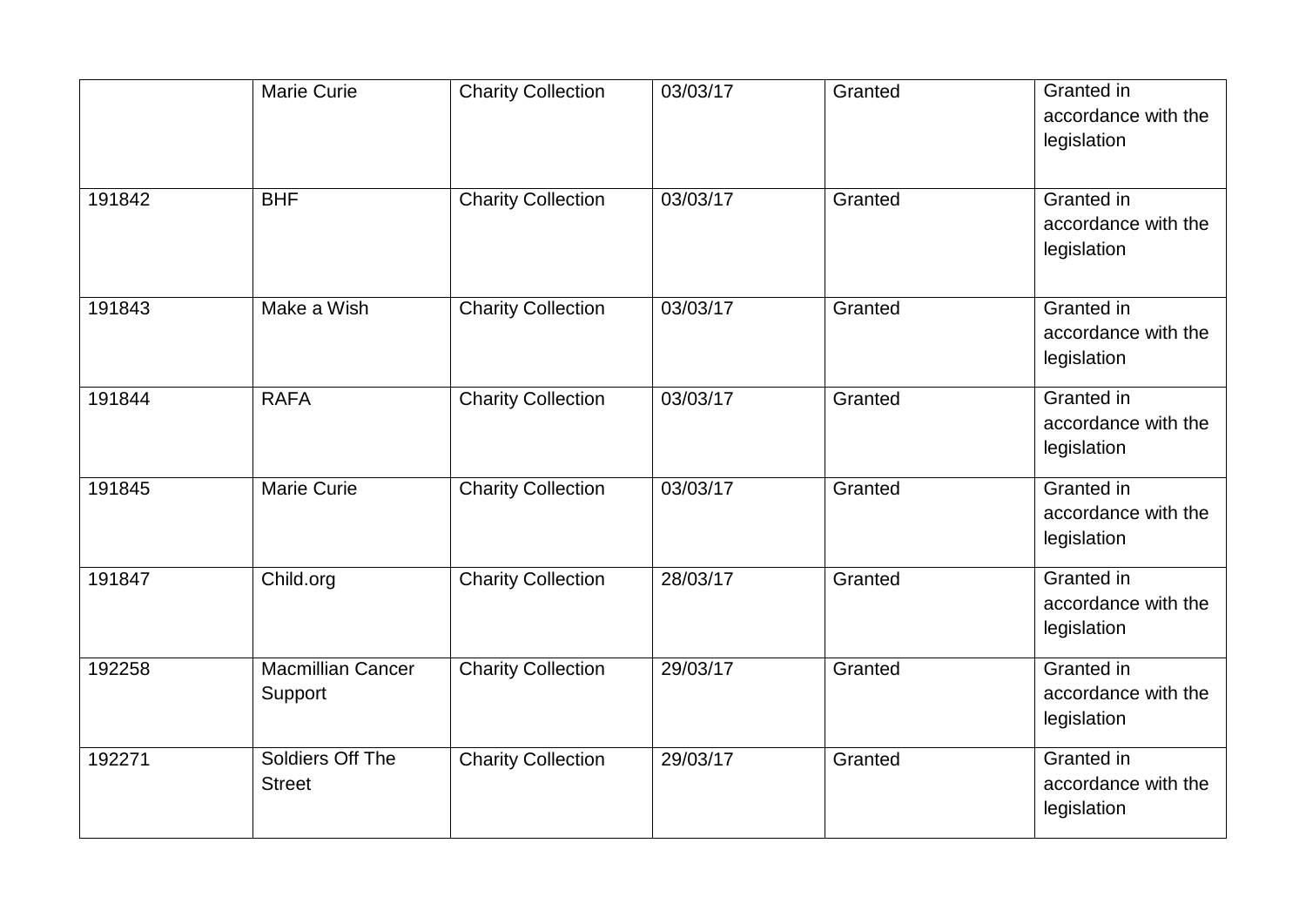| | | | | | |
|---|---|---|---|---|---|
| | Marie Curie | Charity Collection | 03/03/17 | Granted | Granted in accordance with the legislation |
| 191842 | BHF | Charity Collection | 03/03/17 | Granted | Granted in accordance with the legislation |
| 191843 | Make a Wish | Charity Collection | 03/03/17 | Granted | Granted in accordance with the legislation |
| 191844 | RAFA | Charity Collection | 03/03/17 | Granted | Granted in accordance with the legislation |
| 191845 | Marie Curie | Charity Collection | 03/03/17 | Granted | Granted in accordance with the legislation |
| 191847 | Child.org | Charity Collection | 28/03/17 | Granted | Granted in accordance with the legislation |
| 192258 | Macmillian Cancer Support | Charity Collection | 29/03/17 | Granted | Granted in accordance with the legislation |
| 192271 | Soldiers Off The Street | Charity Collection | 29/03/17 | Granted | Granted in accordance with the legislation |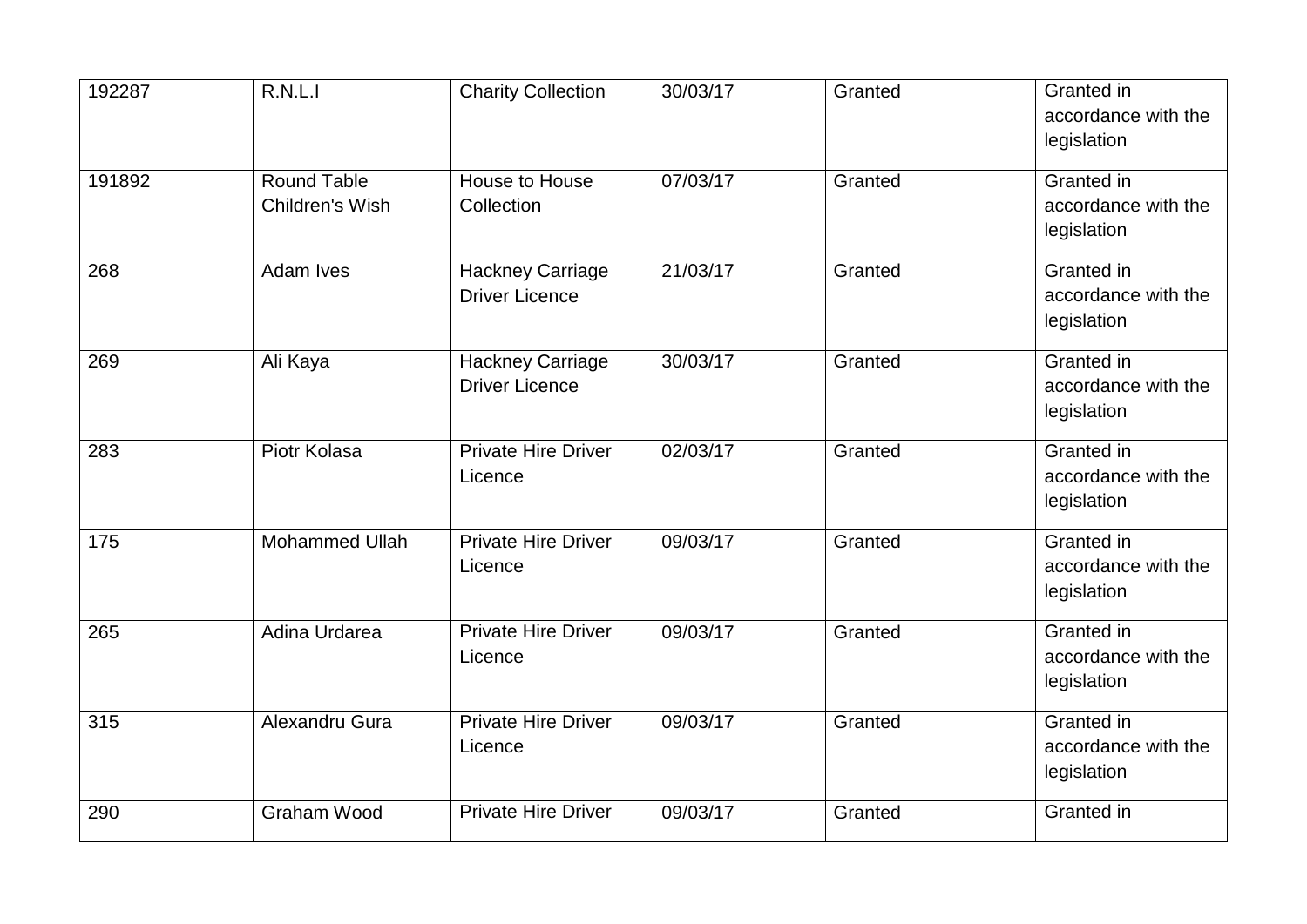| 192287 | R.N.L.I | Charity Collection | 30/03/17 | Granted | Granted in accordance with the legislation |
|---|---|---|---|---|---|
| 191892 | Round Table Children's Wish | House to House Collection | 07/03/17 | Granted | Granted in accordance with the legislation |
| 268 | Adam Ives | Hackney Carriage Driver Licence | 21/03/17 | Granted | Granted in accordance with the legislation |
| 269 | Ali Kaya | Hackney Carriage Driver Licence | 30/03/17 | Granted | Granted in accordance with the legislation |
| 283 | Piotr Kolasa | Private Hire Driver Licence | 02/03/17 | Granted | Granted in accordance with the legislation |
| 175 | Mohammed Ullah | Private Hire Driver Licence | 09/03/17 | Granted | Granted in accordance with the legislation |
| 265 | Adina Urdarea | Private Hire Driver Licence | 09/03/17 | Granted | Granted in accordance with the legislation |
| 315 | Alexandru Gura | Private Hire Driver Licence | 09/03/17 | Granted | Granted in accordance with the legislation |
| 290 | Graham Wood | Private Hire Driver | 09/03/17 | Granted | Granted in |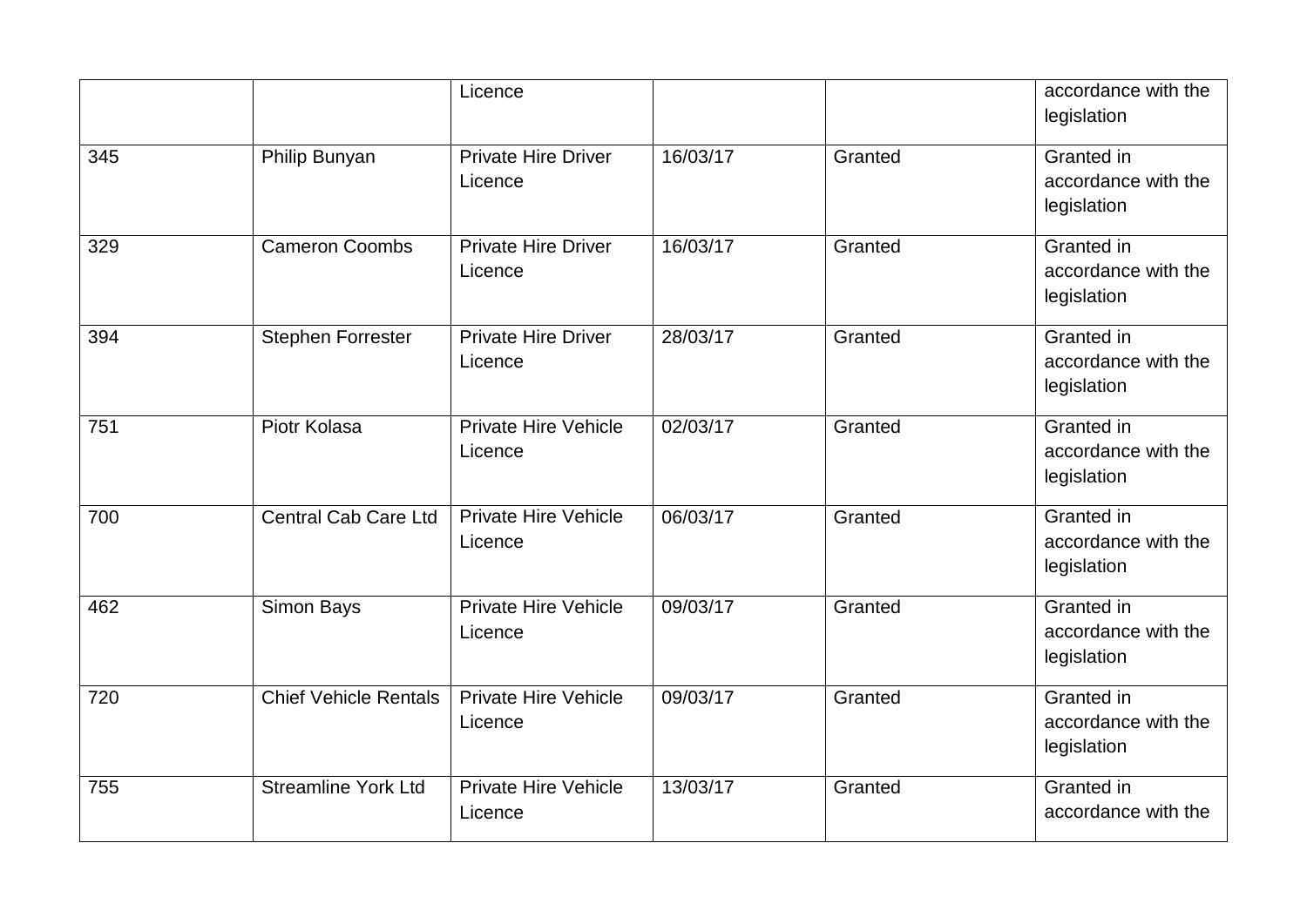| | | Licence | | | accordance with the legislation |
|---|---|---|---|---|---|
| 345 | Philip Bunyan | Private Hire Driver Licence | 16/03/17 | Granted | Granted in accordance with the legislation |
| 329 | Cameron Coombs | Private Hire Driver Licence | 16/03/17 | Granted | Granted in accordance with the legislation |
| 394 | Stephen Forrester | Private Hire Driver Licence | 28/03/17 | Granted | Granted in accordance with the legislation |
| 751 | Piotr Kolasa | Private Hire Vehicle Licence | 02/03/17 | Granted | Granted in accordance with the legislation |
| 700 | Central Cab Care Ltd | Private Hire Vehicle Licence | 06/03/17 | Granted | Granted in accordance with the legislation |
| 462 | Simon Bays | Private Hire Vehicle Licence | 09/03/17 | Granted | Granted in accordance with the legislation |
| 720 | Chief Vehicle Rentals | Private Hire Vehicle Licence | 09/03/17 | Granted | Granted in accordance with the legislation |
| 755 | Streamline York Ltd | Private Hire Vehicle Licence | 13/03/17 | Granted | Granted in accordance with the |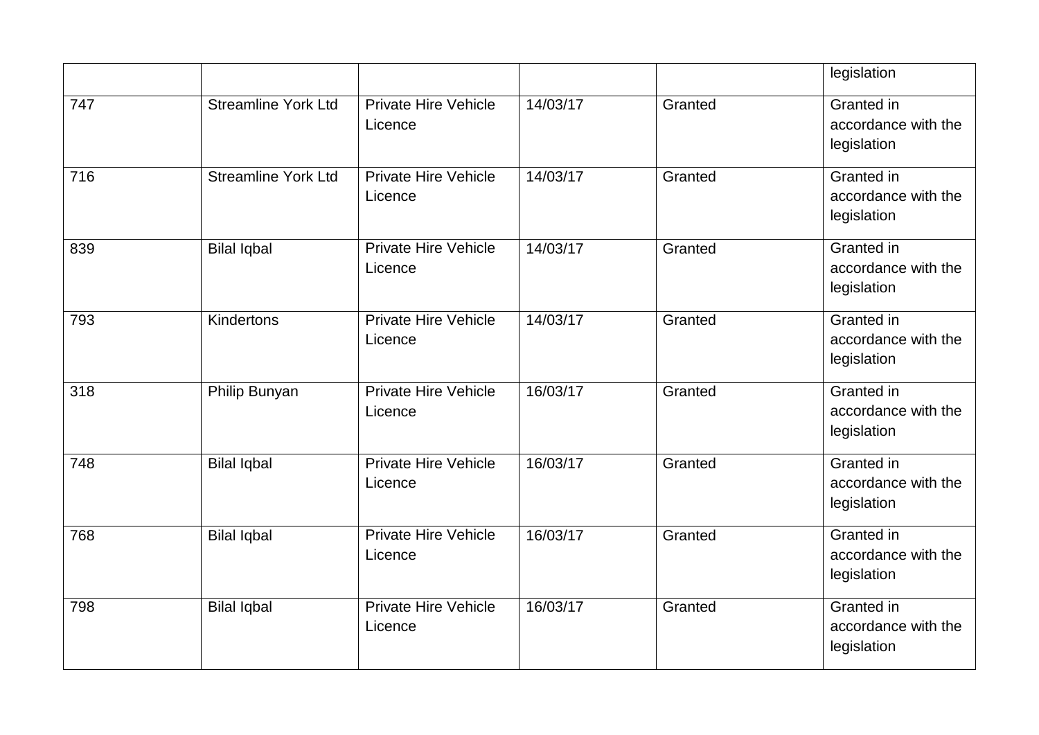| | | | | | legislation |
|---|---|---|---|---|---|
| 747 | Streamline York Ltd | Private Hire Vehicle Licence | 14/03/17 | Granted | Granted in accordance with the legislation |
| 716 | Streamline York Ltd | Private Hire Vehicle Licence | 14/03/17 | Granted | Granted in accordance with the legislation |
| 839 | Bilal Iqbal | Private Hire Vehicle Licence | 14/03/17 | Granted | Granted in accordance with the legislation |
| 793 | Kindertons | Private Hire Vehicle Licence | 14/03/17 | Granted | Granted in accordance with the legislation |
| 318 | Philip Bunyan | Private Hire Vehicle Licence | 16/03/17 | Granted | Granted in accordance with the legislation |
| 748 | Bilal Iqbal | Private Hire Vehicle Licence | 16/03/17 | Granted | Granted in accordance with the legislation |
| 768 | Bilal Iqbal | Private Hire Vehicle Licence | 16/03/17 | Granted | Granted in accordance with the legislation |
| 798 | Bilal Iqbal | Private Hire Vehicle Licence | 16/03/17 | Granted | Granted in accordance with the legislation |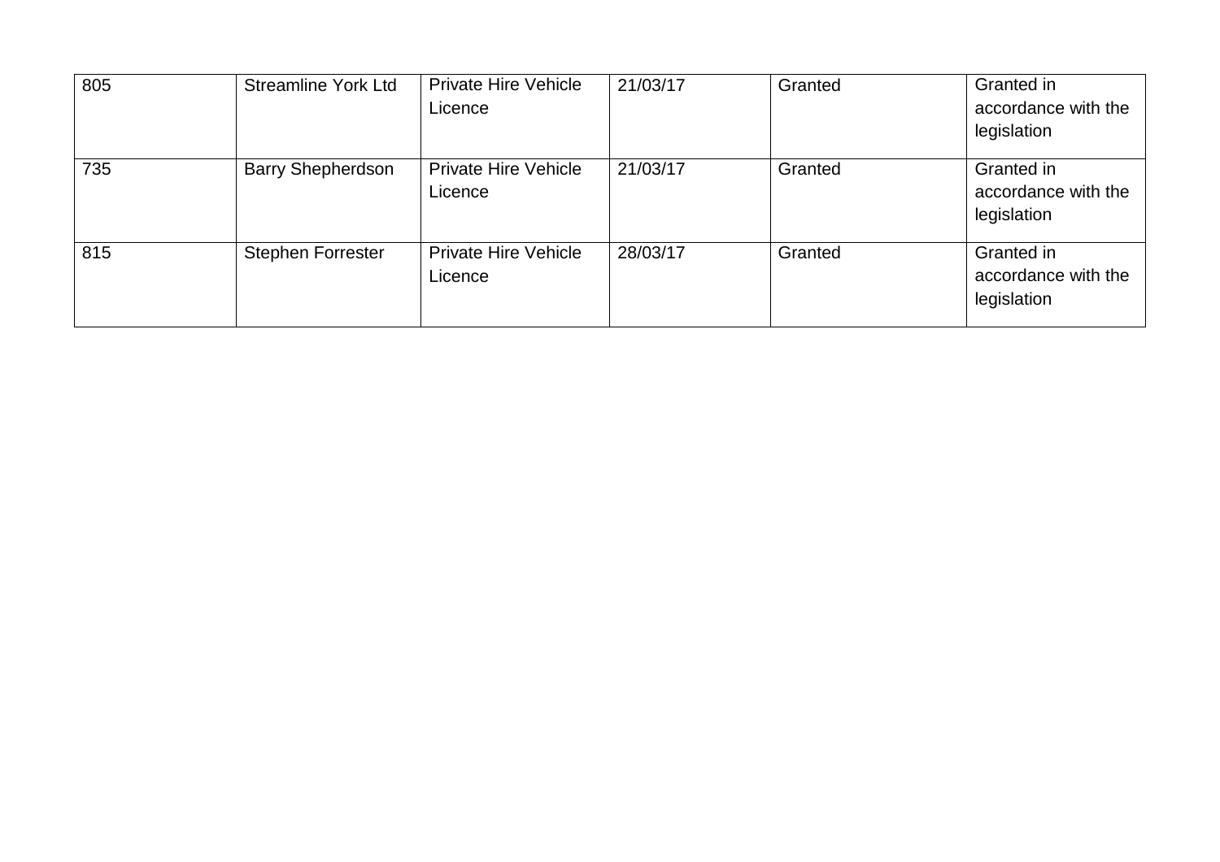| | | | | | |
|---|---|---|---|---|---|
| 805 | Streamline York Ltd | Private Hire Vehicle Licence | 21/03/17 | Granted | Granted in accordance with the legislation |
| 735 | Barry Shepherdson | Private Hire Vehicle Licence | 21/03/17 | Granted | Granted in accordance with the legislation |
| 815 | Stephen Forrester | Private Hire Vehicle Licence | 28/03/17 | Granted | Granted in accordance with the legislation |